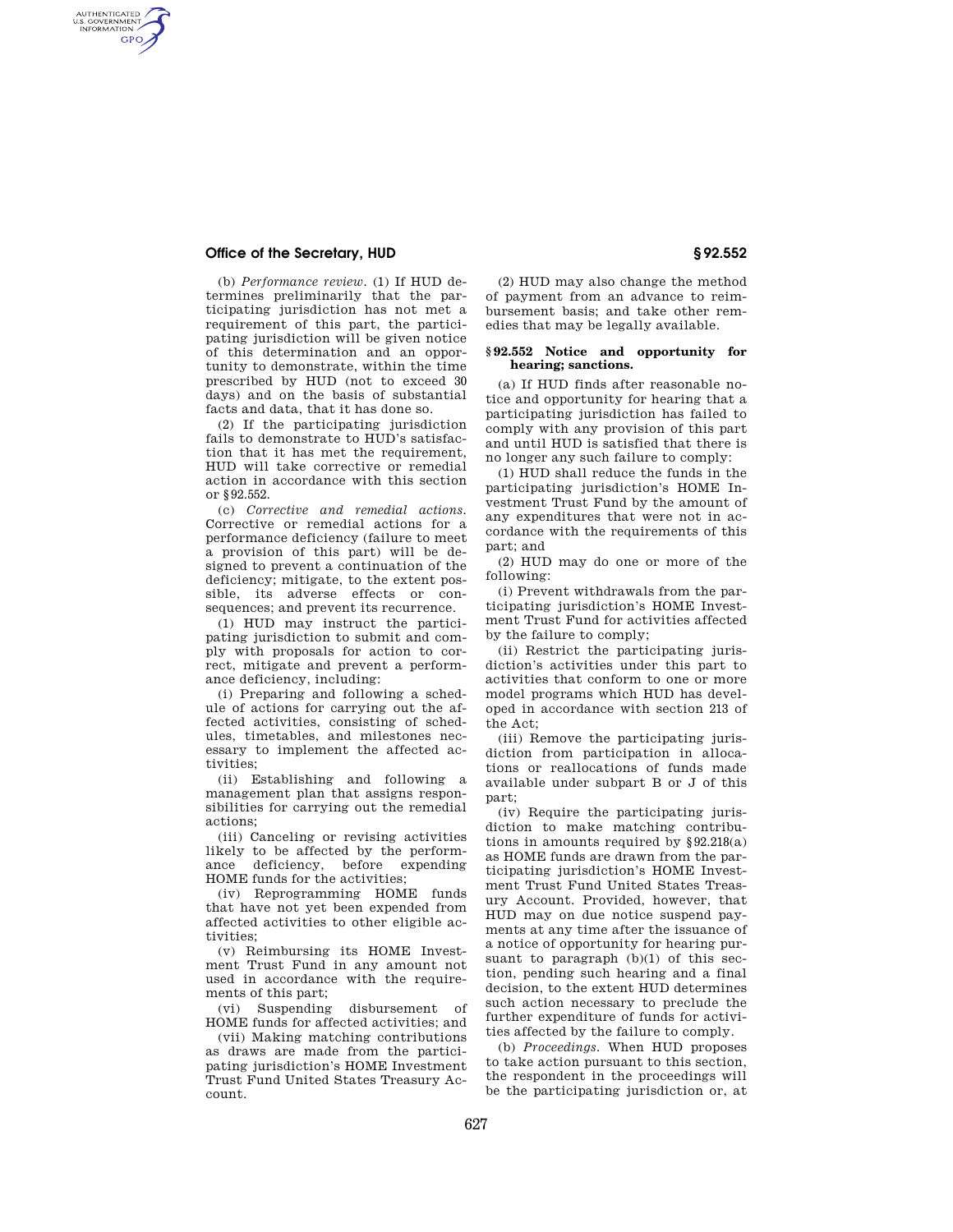(b) *Performance review.* (1) If HUD determines preliminarily that the participating jurisdiction has not met a requirement of this part, the participating jurisdiction will be given notice of this determination and an opportunity to demonstrate, within the time prescribed by HUD (not to exceed 30 days) and on the basis of substantial facts and data, that it has done so.

(2) If the participating jurisdiction fails to demonstrate to HUD's satisfaction that it has met the requirement, HUD will take corrective or remedial action in accordance with this section or §92.552.

(c) *Corrective and remedial actions.* Corrective or remedial actions for a performance deficiency (failure to meet a provision of this part) will be designed to prevent a continuation of the deficiency; mitigate, to the extent possible, its adverse effects or consequences; and prevent its recurrence.

(1) HUD may instruct the participating jurisdiction to submit and comply with proposals for action to correct, mitigate and prevent a performance deficiency, including:

(i) Preparing and following a schedule of actions for carrying out the affected activities, consisting of schedules, timetables, and milestones necessary to implement the affected activities;

(ii) Establishing and following a management plan that assigns responsibilities for carrying out the remedial actions;

(iii) Canceling or revising activities likely to be affected by the performance deficiency, before expending HOME funds for the activities;

(iv) Reprogramming HOME funds that have not yet been expended from affected activities to other eligible activities;

(v) Reimbursing its HOME Investment Trust Fund in any amount not used in accordance with the requirements of this part;

(vi) Suspending disbursement of HOME funds for affected activities; and

(vii) Making matching contributions as draws are made from the participating jurisdiction's HOME Investment Trust Fund United States Treasury Account.

(2) HUD may also change the method of payment from an advance to reimbursement basis; and take other remedies that may be legally available.

## §92.552 Notice and opportunity for hearing; sanctions.

(a) If HUD finds after reasonable notice and opportunity for hearing that a participating jurisdiction has failed to comply with any provision of this part and until HUD is satisfied that there is no longer any such failure to comply:

(1) HUD shall reduce the funds in the participating jurisdiction's HOME Investment Trust Fund by the amount of any expenditures that were not in accordance with the requirements of this part; and

(2) HUD may do one or more of the following:

(i) Prevent withdrawals from the participating jurisdiction's HOME Investment Trust Fund for activities affected by the failure to comply;

(ii) Restrict the participating jurisdiction's activities under this part to activities that conform to one or more model programs which HUD has developed in accordance with section 213 of the Act;

(iii) Remove the participating jurisdiction from participation in allocations or reallocations of funds made available under subpart B or J of this part;

(iv) Require the participating jurisdiction to make matching contributions in amounts required by §92.218(a) as HOME funds are drawn from the participating jurisdiction's HOME Investment Trust Fund United States Treasury Account. Provided, however, that HUD may on due notice suspend payments at any time after the issuance of a notice of opportunity for hearing pursuant to paragraph (b)(1) of this section, pending such hearing and a final decision, to the extent HUD determines such action necessary to preclude the further expenditure of funds for activities affected by the failure to comply.

(b) *Proceedings.* When HUD proposes to take action pursuant to this section, the respondent in the proceedings will be the participating jurisdiction or, at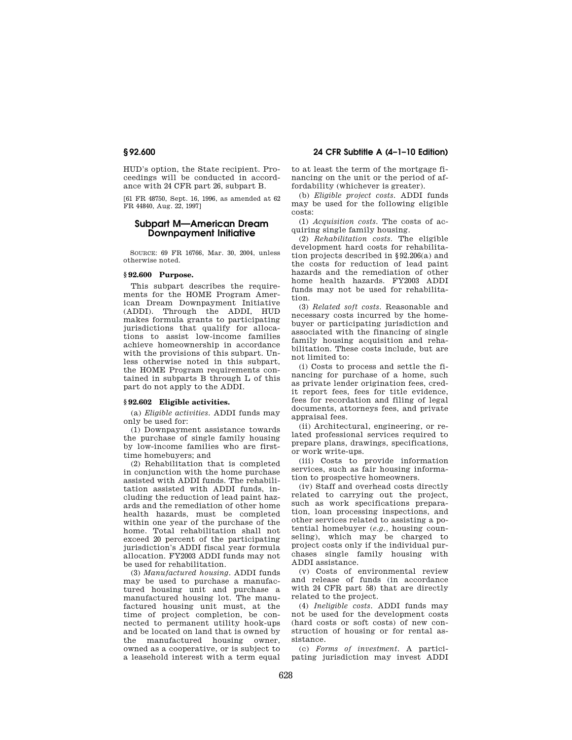HUD's option, the State recipient. Proceedings will be conducted in accordance with 24 CFR part 26, subpart B.

[61 FR 48750, Sept. 16, 1996, as amended at 62 FR 44840, Aug. 22, 1997]

## Subpart M—American Dream Downpayment Initiative

SOURCE: 69 FR 16766, Mar. 30, 2004, unless otherwise noted.

### § 92.600 Purpose.

This subpart describes the requirements for the HOME Program American Dream Downpayment Initiative (ADDI). Through the ADDI, HUD makes formula grants to participating jurisdictions that qualify for allocations to assist low-income families achieve homeownership in accordance with the provisions of this subpart. Unless otherwise noted in this subpart, the HOME Program requirements contained in subparts B through L of this part do not apply to the ADDI.

### § 92.602 Eligible activities.

(a) *Eligible activities.* ADDI funds may only be used for:

(1) Downpayment assistance towards the purchase of single family housing by low-income families who are first-time homebuyers; and

(2) Rehabilitation that is completed in conjunction with the home purchase assisted with ADDI funds. The rehabilitation assisted with ADDI funds, including the reduction of lead paint hazards and the remediation of other home health hazards, must be completed within one year of the purchase of the home. Total rehabilitation shall not exceed 20 percent of the participating jurisdiction's ADDI fiscal year formula allocation. FY2003 ADDI funds may not be used for rehabilitation.

(3) *Manufactured housing.* ADDI funds may be used to purchase a manufactured housing unit and purchase a manufactured housing lot. The manufactured housing unit must, at the time of project completion, be connected to permanent utility hook-ups and be located on land that is owned by the manufactured housing owner, owned as a cooperative, or is subject to a leasehold interest with a term equal to at least the term of the mortgage financing on the unit or the period of affordability (whichever is greater).

(b) *Eligible project costs.* ADDI funds may be used for the following eligible costs:

(1) *Acquisition costs.* The costs of acquiring single family housing.

(2) *Rehabilitation costs.* The eligible development hard costs for rehabilitation projects described in § 92.206(a) and the costs for reduction of lead paint hazards and the remediation of other home health hazards. FY2003 ADDI funds may not be used for rehabilitation.

(3) *Related soft costs.* Reasonable and necessary costs incurred by the homebuyer or participating jurisdiction and associated with the financing of single family housing acquisition and rehabilitation. These costs include, but are not limited to:

(i) Costs to process and settle the financing for purchase of a home, such as private lender origination fees, credit report fees, fees for title evidence, fees for recordation and filing of legal documents, attorneys fees, and private appraisal fees.

(ii) Architectural, engineering, or related professional services required to prepare plans, drawings, specifications, or work write-ups.

(iii) Costs to provide information services, such as fair housing information to prospective homeowners.

(iv) Staff and overhead costs directly related to carrying out the project, such as work specifications preparation, loan processing inspections, and other services related to assisting a potential homebuyer (*e.g.*, housing counseling), which may be charged to project costs only if the individual purchases single family housing with ADDI assistance.

(v) Costs of environmental review and release of funds (in accordance with 24 CFR part 58) that are directly related to the project.

(4) *Ineligible costs.* ADDI funds may not be used for the development costs (hard costs or soft costs) of new construction of housing or for rental assistance.

(c) *Forms of investment.* A participating jurisdiction may invest ADDI